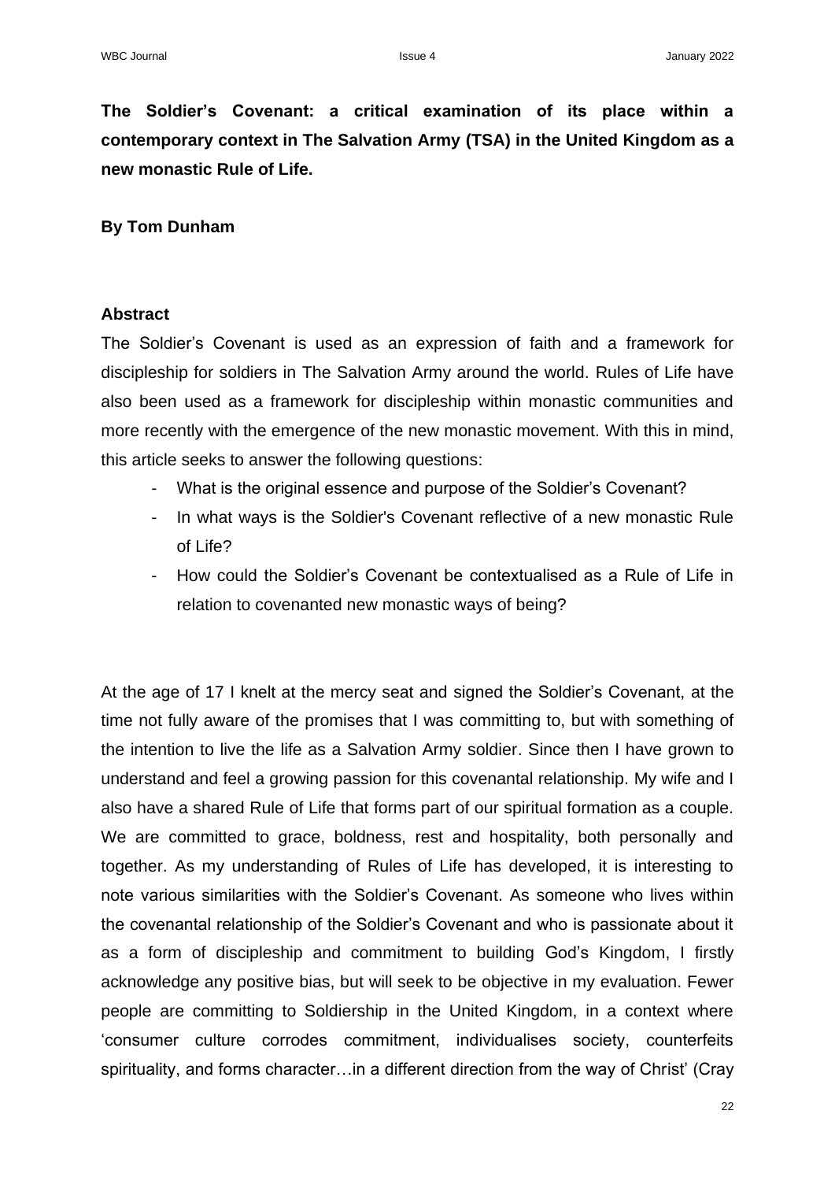**The Soldier's Covenant: a critical examination of its place within a contemporary context in The Salvation Army (TSA) in the United Kingdom as a new monastic Rule of Life.**

**By Tom Dunham**

**Abstract**

The Soldier's Covenant is used as an expression of faith and a framework for discipleship for soldiers in The Salvation Army around the world. Rules of Life have also been used as a framework for discipleship within monastic communities and more recently with the emergence of the new monastic movement. With this in mind, this article seeks to answer the following questions:

- What is the original essence and purpose of the Soldier's Covenant?
- In what ways is the Soldier's Covenant reflective of a new monastic Rule of Life?
- How could the Soldier's Covenant be contextualised as a Rule of Life in relation to covenanted new monastic ways of being?

At the age of 17 I knelt at the mercy seat and signed the Soldier's Covenant, at the time not fully aware of the promises that I was committing to, but with something of the intention to live the life as a Salvation Army soldier. Since then I have grown to understand and feel a growing passion for this covenantal relationship. My wife and I also have a shared Rule of Life that forms part of our spiritual formation as a couple. We are committed to grace, boldness, rest and hospitality, both personally and together. As my understanding of Rules of Life has developed, it is interesting to note various similarities with the Soldier's Covenant. As someone who lives within the covenantal relationship of the Soldier's Covenant and who is passionate about it as a form of discipleship and commitment to building God's Kingdom, I firstly acknowledge any positive bias, but will seek to be objective in my evaluation. Fewer people are committing to Soldiership in the United Kingdom, in a context where 'consumer culture corrodes commitment, individualises society, counterfeits spirituality, and forms character…in a different direction from the way of Christ' (Cray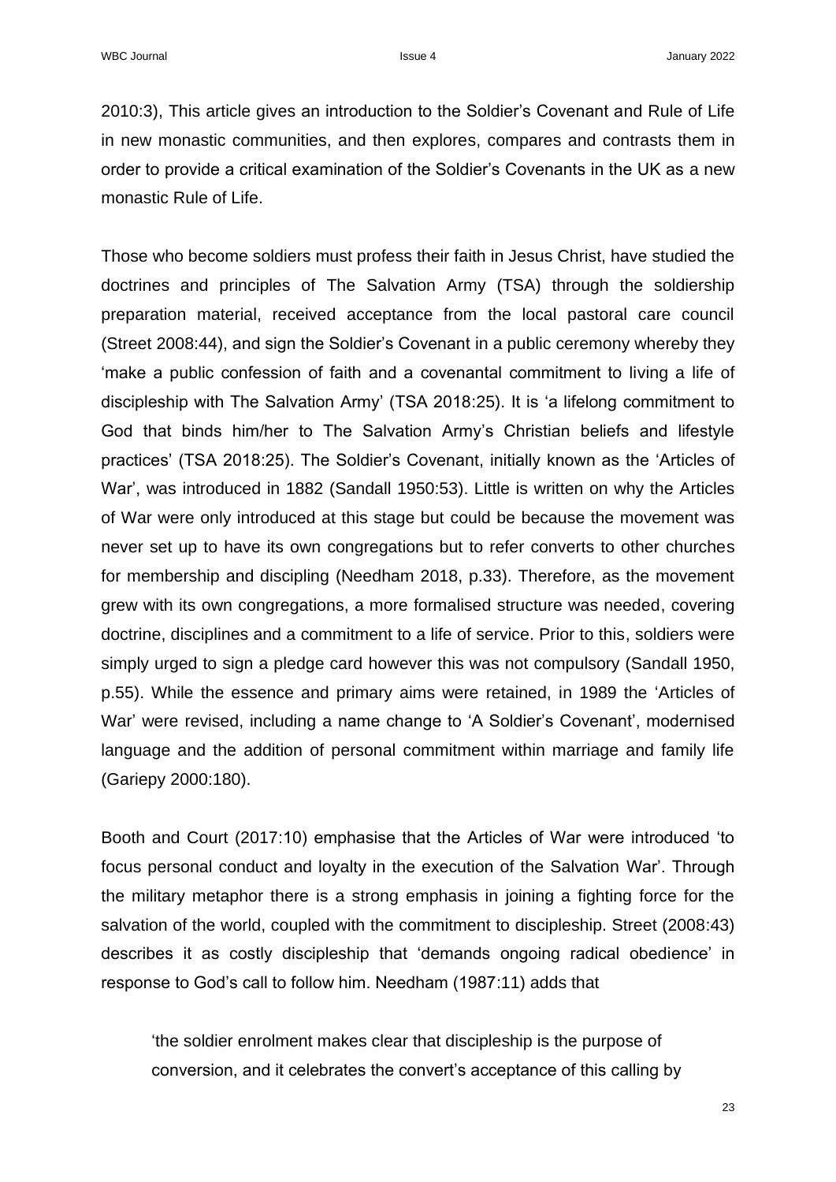2010:3), This article gives an introduction to the Soldier's Covenant and Rule of Life in new monastic communities, and then explores, compares and contrasts them in order to provide a critical examination of the Soldier's Covenants in the UK as a new monastic Rule of Life.

Those who become soldiers must profess their faith in Jesus Christ, have studied the doctrines and principles of The Salvation Army (TSA) through the soldiership preparation material, received acceptance from the local pastoral care council (Street 2008:44), and sign the Soldier's Covenant in a public ceremony whereby they 'make a public confession of faith and a covenantal commitment to living a life of discipleship with The Salvation Army' (TSA 2018:25). It is 'a lifelong commitment to God that binds him/her to The Salvation Army's Christian beliefs and lifestyle practices' (TSA 2018:25). The Soldier's Covenant, initially known as the 'Articles of War', was introduced in 1882 (Sandall 1950:53). Little is written on why the Articles of War were only introduced at this stage but could be because the movement was never set up to have its own congregations but to refer converts to other churches for membership and discipling (Needham 2018, p.33). Therefore, as the movement grew with its own congregations, a more formalised structure was needed, covering doctrine, disciplines and a commitment to a life of service. Prior to this, soldiers were simply urged to sign a pledge card however this was not compulsory (Sandall 1950, p.55). While the essence and primary aims were retained, in 1989 the 'Articles of War' were revised, including a name change to 'A Soldier's Covenant', modernised language and the addition of personal commitment within marriage and family life (Gariepy 2000:180).

Booth and Court (2017:10) emphasise that the Articles of War were introduced 'to focus personal conduct and loyalty in the execution of the Salvation War'. Through the military metaphor there is a strong emphasis in joining a fighting force for the salvation of the world, coupled with the commitment to discipleship. Street (2008:43) describes it as costly discipleship that 'demands ongoing radical obedience' in response to God's call to follow him. Needham (1987:11) adds that

> 'the soldier enrolment makes clear that discipleship is the purpose of conversion, and it celebrates the convert's acceptance of this calling by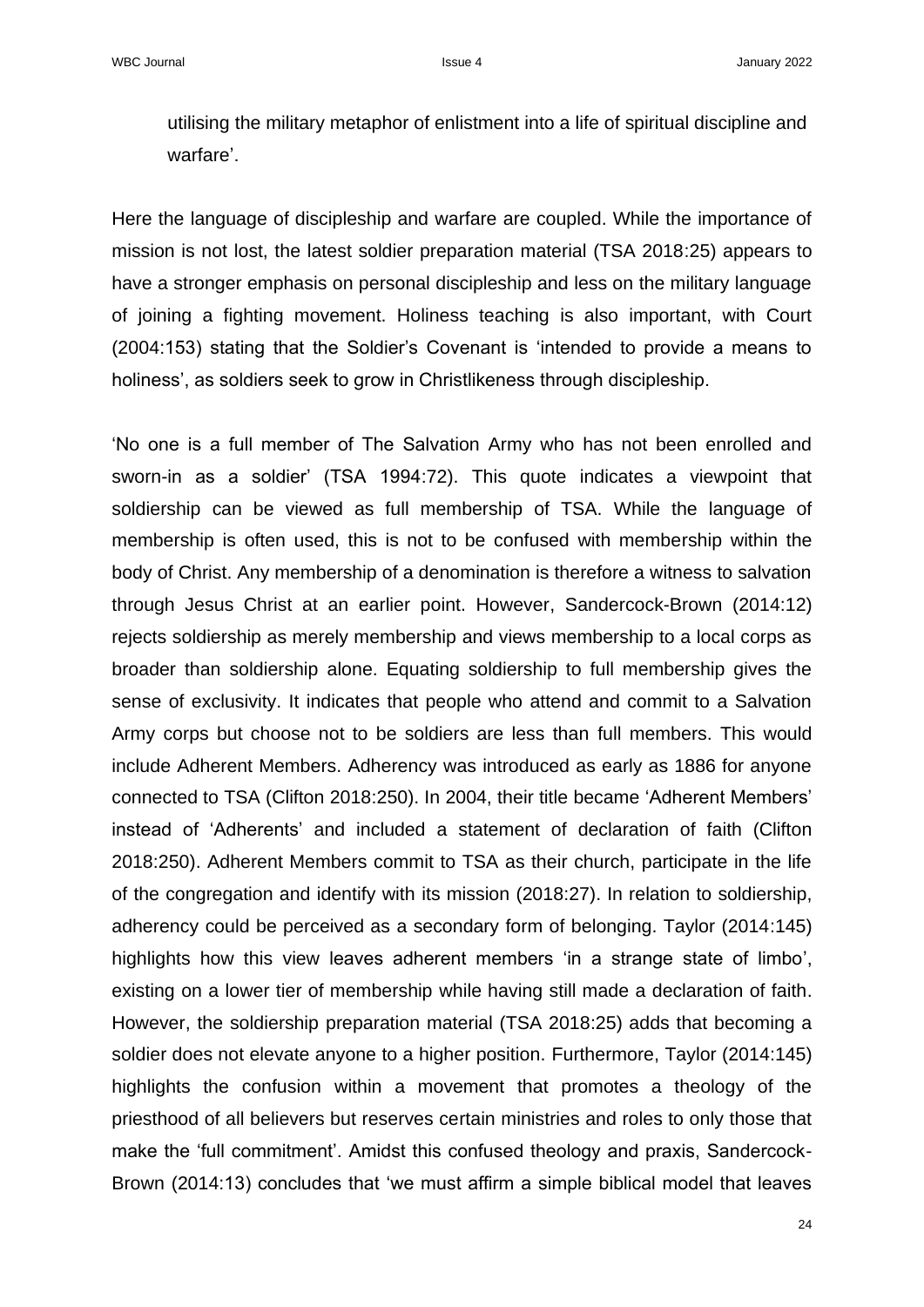utilising the military metaphor of enlistment into a life of spiritual discipline and warfare'.

Here the language of discipleship and warfare are coupled. While the importance of mission is not lost, the latest soldier preparation material (TSA 2018:25) appears to have a stronger emphasis on personal discipleship and less on the military language of joining a fighting movement. Holiness teaching is also important, with Court (2004:153) stating that the Soldier's Covenant is 'intended to provide a means to holiness', as soldiers seek to grow in Christlikeness through discipleship.

'No one is a full member of The Salvation Army who has not been enrolled and sworn-in as a soldier' (TSA 1994:72). This quote indicates a viewpoint that soldiership can be viewed as full membership of TSA. While the language of membership is often used, this is not to be confused with membership within the body of Christ. Any membership of a denomination is therefore a witness to salvation through Jesus Christ at an earlier point. However, Sandercock-Brown (2014:12) rejects soldiership as merely membership and views membership to a local corps as broader than soldiership alone. Equating soldiership to full membership gives the sense of exclusivity. It indicates that people who attend and commit to a Salvation Army corps but choose not to be soldiers are less than full members. This would include Adherent Members. Adherency was introduced as early as 1886 for anyone connected to TSA (Clifton 2018:250). In 2004, their title became 'Adherent Members' instead of 'Adherents' and included a statement of declaration of faith (Clifton 2018:250). Adherent Members commit to TSA as their church, participate in the life of the congregation and identify with its mission (2018:27). In relation to soldiership, adherency could be perceived as a secondary form of belonging. Taylor (2014:145) highlights how this view leaves adherent members 'in a strange state of limbo', existing on a lower tier of membership while having still made a declaration of faith. However, the soldiership preparation material (TSA 2018:25) adds that becoming a soldier does not elevate anyone to a higher position. Furthermore, Taylor (2014:145) highlights the confusion within a movement that promotes a theology of the priesthood of all believers but reserves certain ministries and roles to only those that make the 'full commitment'. Amidst this confused theology and praxis, Sandercock-Brown (2014:13) concludes that 'we must affirm a simple biblical model that leaves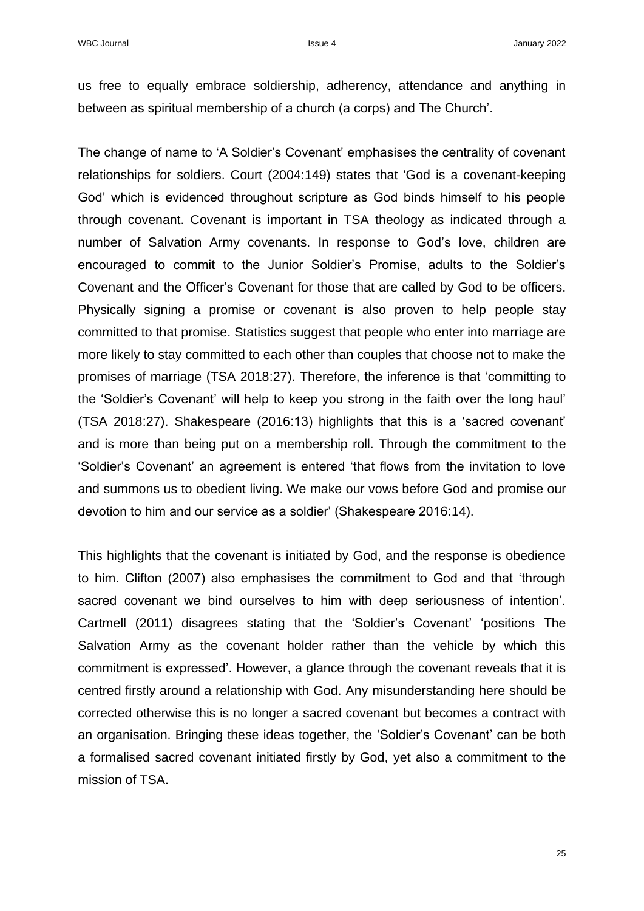us free to equally embrace soldiership, adherency, attendance and anything in between as spiritual membership of a church (a corps) and The Church'.

The change of name to 'A Soldier's Covenant' emphasises the centrality of covenant relationships for soldiers. Court (2004:149) states that 'God is a covenant-keeping God' which is evidenced throughout scripture as God binds himself to his people through covenant. Covenant is important in TSA theology as indicated through a number of Salvation Army covenants. In response to God's love, children are encouraged to commit to the Junior Soldier's Promise, adults to the Soldier's Covenant and the Officer's Covenant for those that are called by God to be officers. Physically signing a promise or covenant is also proven to help people stay committed to that promise. Statistics suggest that people who enter into marriage are more likely to stay committed to each other than couples that choose not to make the promises of marriage (TSA 2018:27). Therefore, the inference is that 'committing to the 'Soldier's Covenant' will help to keep you strong in the faith over the long haul' (TSA 2018:27). Shakespeare (2016:13) highlights that this is a 'sacred covenant' and is more than being put on a membership roll. Through the commitment to the 'Soldier's Covenant' an agreement is entered 'that flows from the invitation to love and summons us to obedient living. We make our vows before God and promise our devotion to him and our service as a soldier' (Shakespeare 2016:14).

This highlights that the covenant is initiated by God, and the response is obedience to him. Clifton (2007) also emphasises the commitment to God and that 'through sacred covenant we bind ourselves to him with deep seriousness of intention'. Cartmell (2011) disagrees stating that the 'Soldier's Covenant' 'positions The Salvation Army as the covenant holder rather than the vehicle by which this commitment is expressed'. However, a glance through the covenant reveals that it is centred firstly around a relationship with God. Any misunderstanding here should be corrected otherwise this is no longer a sacred covenant but becomes a contract with an organisation. Bringing these ideas together, the 'Soldier's Covenant' can be both a formalised sacred covenant initiated firstly by God, yet also a commitment to the mission of TSA.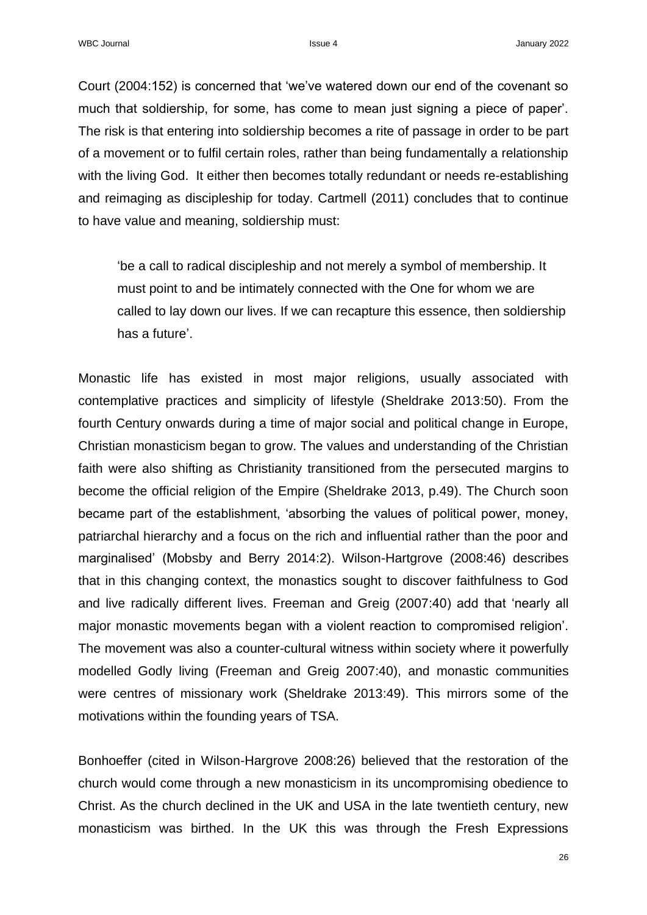Court (2004:152) is concerned that 'we've watered down our end of the covenant so much that soldiership, for some, has come to mean just signing a piece of paper'. The risk is that entering into soldiership becomes a rite of passage in order to be part of a movement or to fulfil certain roles, rather than being fundamentally a relationship with the living God. It either then becomes totally redundant or needs re-establishing and reimaging as discipleship for today. Cartmell (2011) concludes that to continue to have value and meaning, soldiership must:

> 'be a call to radical discipleship and not merely a symbol of membership. It must point to and be intimately connected with the One for whom we are called to lay down our lives. If we can recapture this essence, then soldiership has a future'.

Monastic life has existed in most major religions, usually associated with contemplative practices and simplicity of lifestyle (Sheldrake 2013:50). From the fourth Century onwards during a time of major social and political change in Europe, Christian monasticism began to grow. The values and understanding of the Christian faith were also shifting as Christianity transitioned from the persecuted margins to become the official religion of the Empire (Sheldrake 2013, p.49). The Church soon became part of the establishment, 'absorbing the values of political power, money, patriarchal hierarchy and a focus on the rich and influential rather than the poor and marginalised' (Mobsby and Berry 2014:2). Wilson-Hartgrove (2008:46) describes that in this changing context, the monastics sought to discover faithfulness to God and live radically different lives. Freeman and Greig (2007:40) add that 'nearly all major monastic movements began with a violent reaction to compromised religion'. The movement was also a counter-cultural witness within society where it powerfully modelled Godly living (Freeman and Greig 2007:40), and monastic communities were centres of missionary work (Sheldrake 2013:49). This mirrors some of the motivations within the founding years of TSA.

Bonhoeffer (cited in Wilson-Hargrove 2008:26) believed that the restoration of the church would come through a new monasticism in its uncompromising obedience to Christ. As the church declined in the UK and USA in the late twentieth century, new monasticism was birthed. In the UK this was through the Fresh Expressions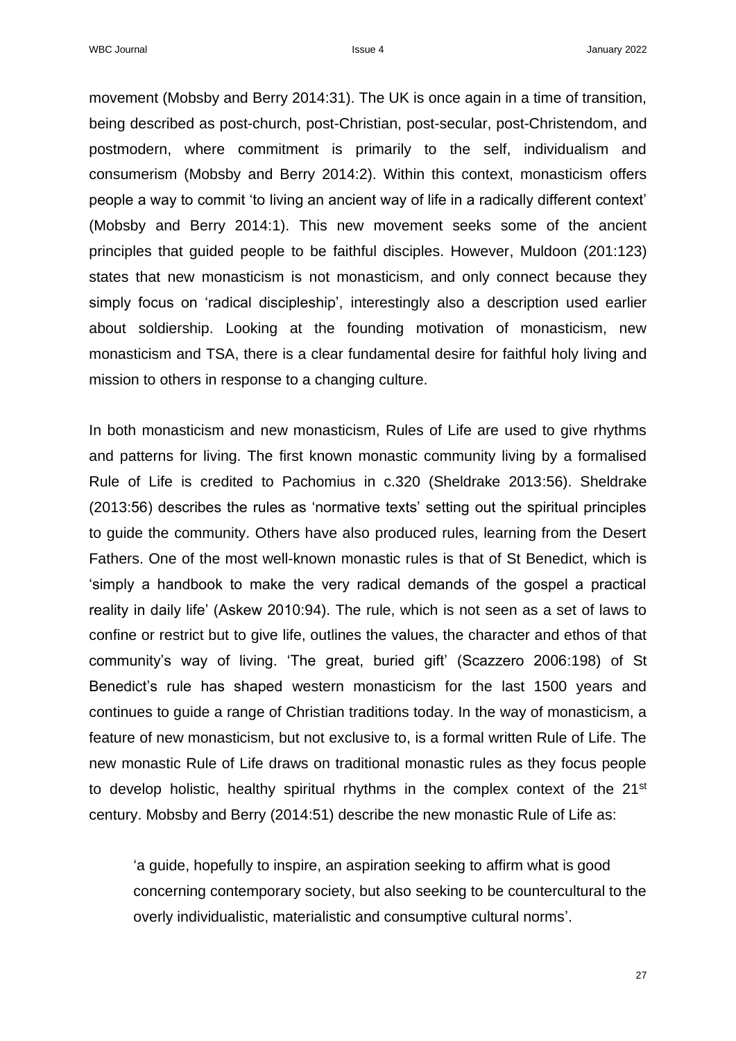movement (Mobsby and Berry 2014:31). The UK is once again in a time of transition, being described as post-church, post-Christian, post-secular, post-Christendom, and postmodern, where commitment is primarily to the self, individualism and consumerism (Mobsby and Berry 2014:2). Within this context, monasticism offers people a way to commit 'to living an ancient way of life in a radically different context' (Mobsby and Berry 2014:1). This new movement seeks some of the ancient principles that guided people to be faithful disciples. However, Muldoon (201:123) states that new monasticism is not monasticism, and only connect because they simply focus on 'radical discipleship', interestingly also a description used earlier about soldiership. Looking at the founding motivation of monasticism, new monasticism and TSA, there is a clear fundamental desire for faithful holy living and mission to others in response to a changing culture.

In both monasticism and new monasticism, Rules of Life are used to give rhythms and patterns for living. The first known monastic community living by a formalised Rule of Life is credited to Pachomius in c.320 (Sheldrake 2013:56). Sheldrake (2013:56) describes the rules as 'normative texts' setting out the spiritual principles to guide the community. Others have also produced rules, learning from the Desert Fathers. One of the most well-known monastic rules is that of St Benedict, which is 'simply a handbook to make the very radical demands of the gospel a practical reality in daily life' (Askew 2010:94). The rule, which is not seen as a set of laws to confine or restrict but to give life, outlines the values, the character and ethos of that community's way of living. 'The great, buried gift' (Scazzero 2006:198) of St Benedict's rule has shaped western monasticism for the last 1500 years and continues to guide a range of Christian traditions today. In the way of monasticism, a feature of new monasticism, but not exclusive to, is a formal written Rule of Life. The new monastic Rule of Life draws on traditional monastic rules as they focus people to develop holistic, healthy spiritual rhythms in the complex context of the 21st century. Mobsby and Berry (2014:51) describe the new monastic Rule of Life as:

> 'a guide, hopefully to inspire, an aspiration seeking to affirm what is good concerning contemporary society, but also seeking to be countercultural to the overly individualistic, materialistic and consumptive cultural norms'.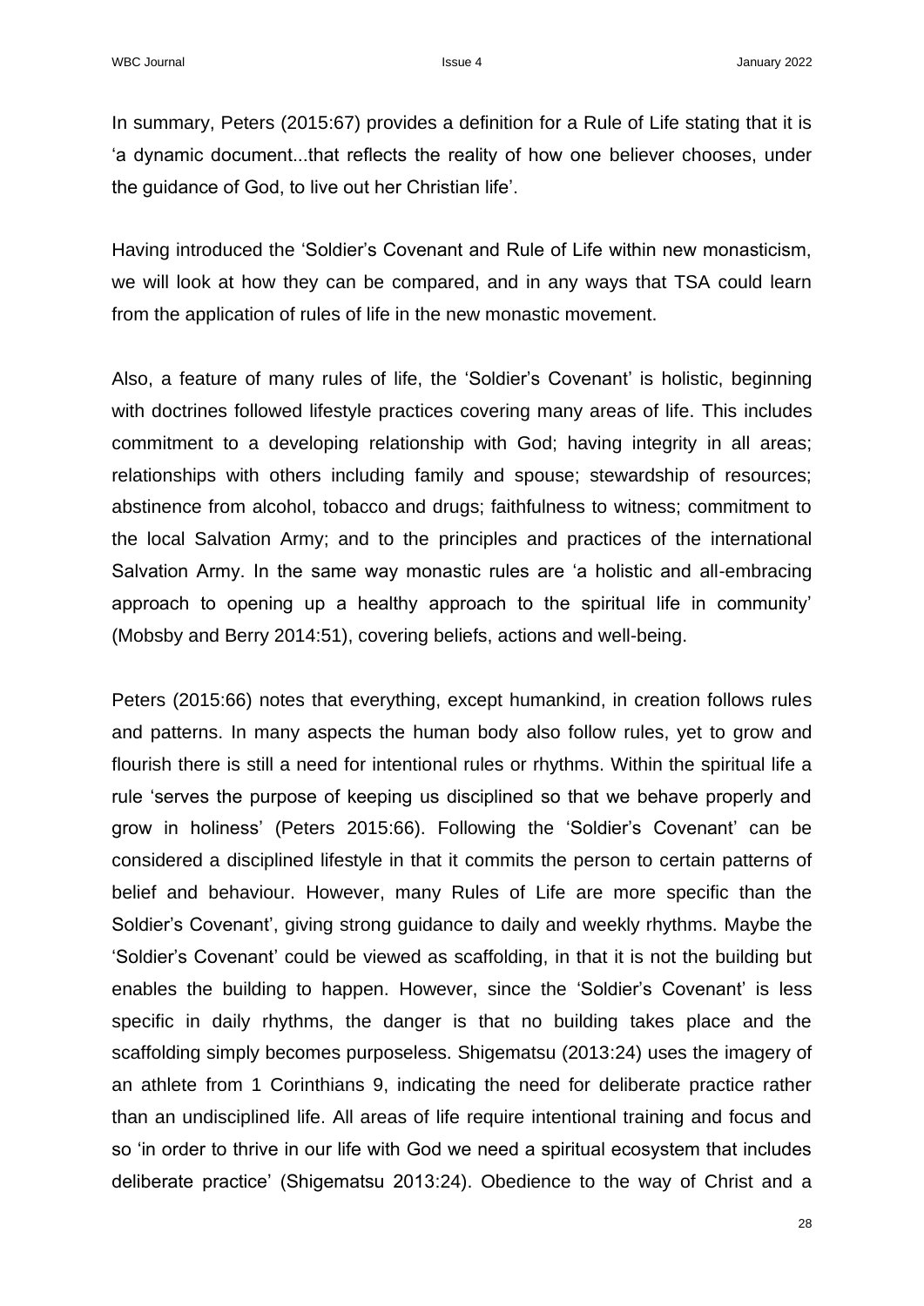In summary, Peters (2015:67) provides a definition for a Rule of Life stating that it is 'a dynamic document...that reflects the reality of how one believer chooses, under the guidance of God, to live out her Christian life'.

Having introduced the 'Soldier's Covenant and Rule of Life within new monasticism, we will look at how they can be compared, and in any ways that TSA could learn from the application of rules of life in the new monastic movement.

Also, a feature of many rules of life, the 'Soldier's Covenant' is holistic, beginning with doctrines followed lifestyle practices covering many areas of life. This includes commitment to a developing relationship with God; having integrity in all areas; relationships with others including family and spouse; stewardship of resources; abstinence from alcohol, tobacco and drugs; faithfulness to witness; commitment to the local Salvation Army; and to the principles and practices of the international Salvation Army. In the same way monastic rules are 'a holistic and all-embracing approach to opening up a healthy approach to the spiritual life in community' (Mobsby and Berry 2014:51), covering beliefs, actions and well-being.

Peters (2015:66) notes that everything, except humankind, in creation follows rules and patterns. In many aspects the human body also follow rules, yet to grow and flourish there is still a need for intentional rules or rhythms. Within the spiritual life a rule 'serves the purpose of keeping us disciplined so that we behave properly and grow in holiness' (Peters 2015:66). Following the 'Soldier's Covenant' can be considered a disciplined lifestyle in that it commits the person to certain patterns of belief and behaviour. However, many Rules of Life are more specific than the Soldier's Covenant', giving strong guidance to daily and weekly rhythms. Maybe the 'Soldier's Covenant' could be viewed as scaffolding, in that it is not the building but enables the building to happen. However, since the 'Soldier's Covenant' is less specific in daily rhythms, the danger is that no building takes place and the scaffolding simply becomes purposeless. Shigematsu (2013:24) uses the imagery of an athlete from 1 Corinthians 9, indicating the need for deliberate practice rather than an undisciplined life. All areas of life require intentional training and focus and so 'in order to thrive in our life with God we need a spiritual ecosystem that includes deliberate practice' (Shigematsu 2013:24). Obedience to the way of Christ and a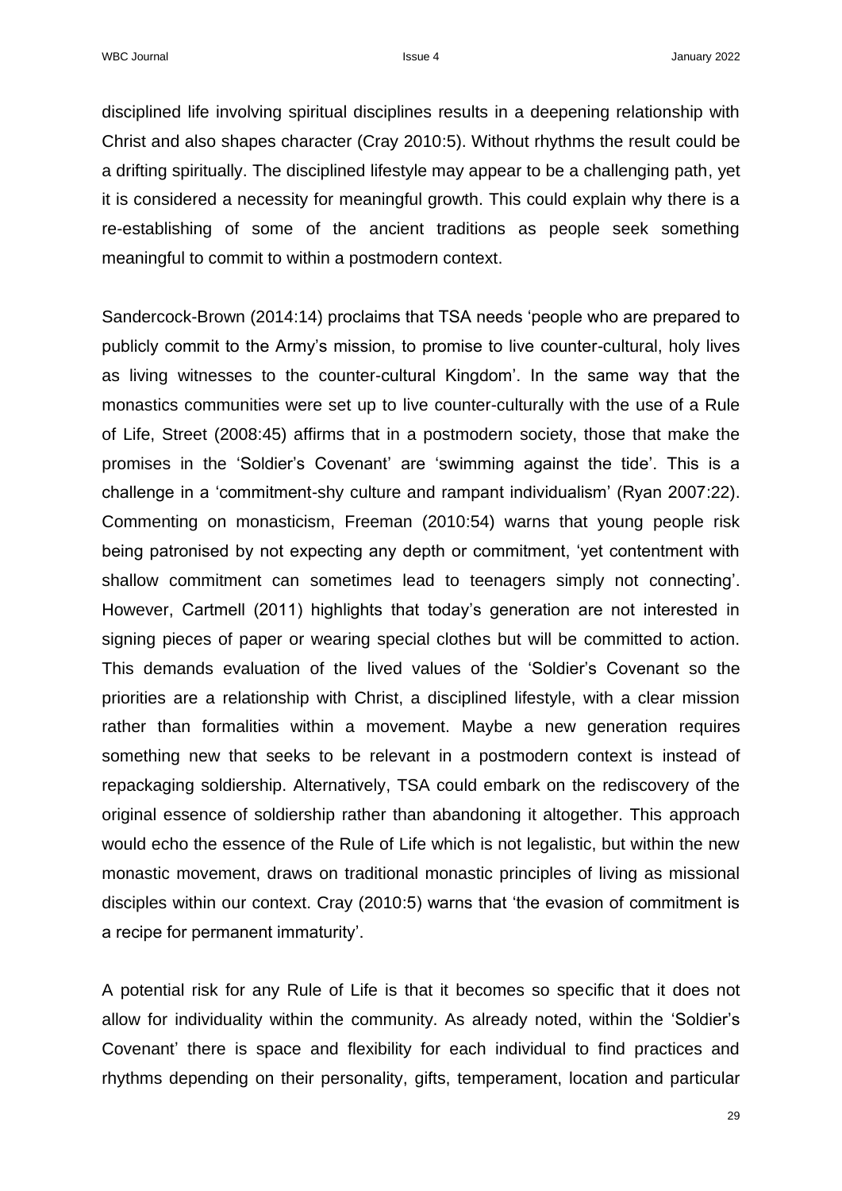disciplined life involving spiritual disciplines results in a deepening relationship with Christ and also shapes character (Cray 2010:5). Without rhythms the result could be a drifting spiritually. The disciplined lifestyle may appear to be a challenging path, yet it is considered a necessity for meaningful growth. This could explain why there is a re-establishing of some of the ancient traditions as people seek something meaningful to commit to within a postmodern context.

Sandercock-Brown (2014:14) proclaims that TSA needs 'people who are prepared to publicly commit to the Army's mission, to promise to live counter-cultural, holy lives as living witnesses to the counter-cultural Kingdom'. In the same way that the monastics communities were set up to live counter-culturally with the use of a Rule of Life, Street (2008:45) affirms that in a postmodern society, those that make the promises in the 'Soldier's Covenant' are 'swimming against the tide'. This is a challenge in a 'commitment-shy culture and rampant individualism' (Ryan 2007:22). Commenting on monasticism, Freeman (2010:54) warns that young people risk being patronised by not expecting any depth or commitment, 'yet contentment with shallow commitment can sometimes lead to teenagers simply not connecting'. However, Cartmell (2011) highlights that today's generation are not interested in signing pieces of paper or wearing special clothes but will be committed to action. This demands evaluation of the lived values of the 'Soldier's Covenant so the priorities are a relationship with Christ, a disciplined lifestyle, with a clear mission rather than formalities within a movement. Maybe a new generation requires something new that seeks to be relevant in a postmodern context is instead of repackaging soldiership. Alternatively, TSA could embark on the rediscovery of the original essence of soldiership rather than abandoning it altogether. This approach would echo the essence of the Rule of Life which is not legalistic, but within the new monastic movement, draws on traditional monastic principles of living as missional disciples within our context. Cray (2010:5) warns that 'the evasion of commitment is a recipe for permanent immaturity'.

A potential risk for any Rule of Life is that it becomes so specific that it does not allow for individuality within the community. As already noted, within the 'Soldier's Covenant' there is space and flexibility for each individual to find practices and rhythms depending on their personality, gifts, temperament, location and particular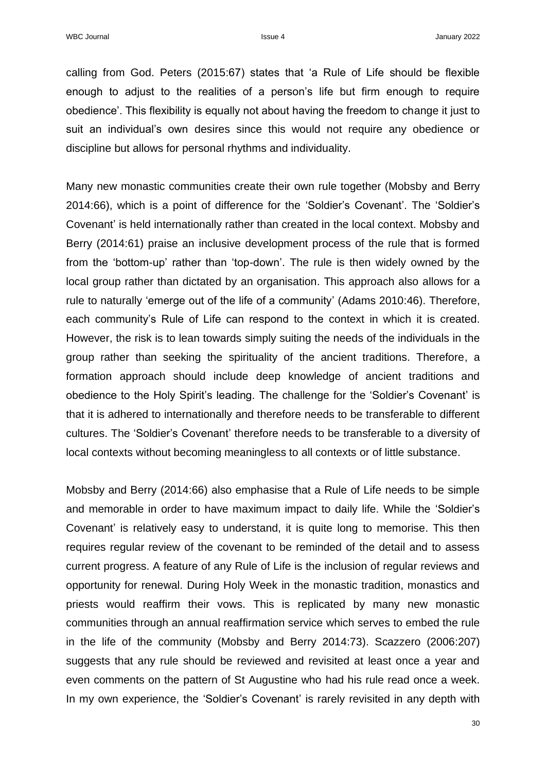calling from God. Peters (2015:67) states that 'a Rule of Life should be flexible enough to adjust to the realities of a person's life but firm enough to require obedience'. This flexibility is equally not about having the freedom to change it just to suit an individual's own desires since this would not require any obedience or discipline but allows for personal rhythms and individuality.

Many new monastic communities create their own rule together (Mobsby and Berry 2014:66), which is a point of difference for the 'Soldier's Covenant'. The 'Soldier's Covenant' is held internationally rather than created in the local context. Mobsby and Berry (2014:61) praise an inclusive development process of the rule that is formed from the 'bottom-up' rather than 'top-down'. The rule is then widely owned by the local group rather than dictated by an organisation. This approach also allows for a rule to naturally 'emerge out of the life of a community' (Adams 2010:46). Therefore, each community's Rule of Life can respond to the context in which it is created. However, the risk is to lean towards simply suiting the needs of the individuals in the group rather than seeking the spirituality of the ancient traditions. Therefore, a formation approach should include deep knowledge of ancient traditions and obedience to the Holy Spirit's leading. The challenge for the 'Soldier's Covenant' is that it is adhered to internationally and therefore needs to be transferable to different cultures. The 'Soldier's Covenant' therefore needs to be transferable to a diversity of local contexts without becoming meaningless to all contexts or of little substance.

Mobsby and Berry (2014:66) also emphasise that a Rule of Life needs to be simple and memorable in order to have maximum impact to daily life. While the 'Soldier's Covenant' is relatively easy to understand, it is quite long to memorise. This then requires regular review of the covenant to be reminded of the detail and to assess current progress. A feature of any Rule of Life is the inclusion of regular reviews and opportunity for renewal. During Holy Week in the monastic tradition, monastics and priests would reaffirm their vows. This is replicated by many new monastic communities through an annual reaffirmation service which serves to embed the rule in the life of the community (Mobsby and Berry 2014:73). Scazzero (2006:207) suggests that any rule should be reviewed and revisited at least once a year and even comments on the pattern of St Augustine who had his rule read once a week. In my own experience, the 'Soldier's Covenant' is rarely revisited in any depth with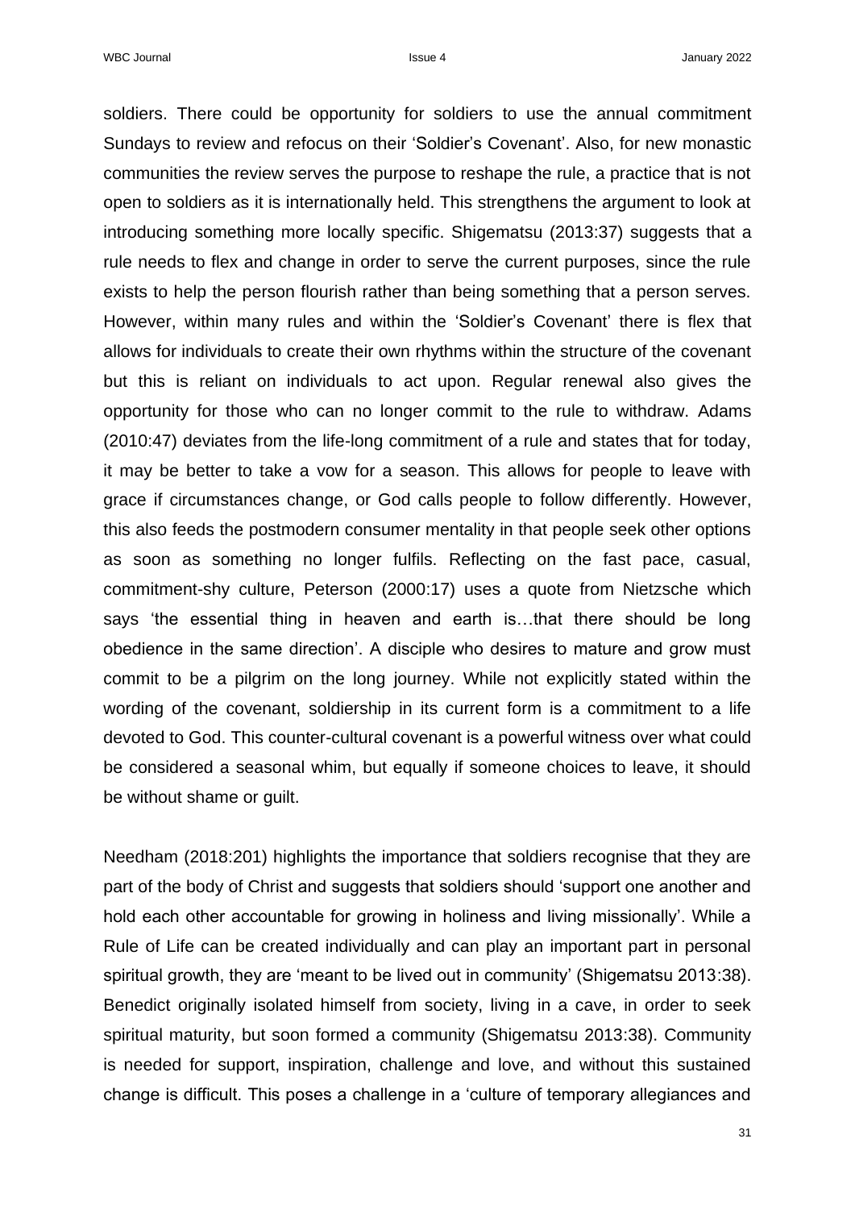soldiers. There could be opportunity for soldiers to use the annual commitment Sundays to review and refocus on their 'Soldier's Covenant'. Also, for new monastic communities the review serves the purpose to reshape the rule, a practice that is not open to soldiers as it is internationally held. This strengthens the argument to look at introducing something more locally specific. Shigematsu (2013:37) suggests that a rule needs to flex and change in order to serve the current purposes, since the rule exists to help the person flourish rather than being something that a person serves. However, within many rules and within the 'Soldier's Covenant' there is flex that allows for individuals to create their own rhythms within the structure of the covenant but this is reliant on individuals to act upon. Regular renewal also gives the opportunity for those who can no longer commit to the rule to withdraw. Adams (2010:47) deviates from the life-long commitment of a rule and states that for today, it may be better to take a vow for a season. This allows for people to leave with grace if circumstances change, or God calls people to follow differently. However, this also feeds the postmodern consumer mentality in that people seek other options as soon as something no longer fulfils. Reflecting on the fast pace, casual, commitment-shy culture, Peterson (2000:17) uses a quote from Nietzsche which says 'the essential thing in heaven and earth is…that there should be long obedience in the same direction'. A disciple who desires to mature and grow must commit to be a pilgrim on the long journey. While not explicitly stated within the wording of the covenant, soldiership in its current form is a commitment to a life devoted to God. This counter-cultural covenant is a powerful witness over what could be considered a seasonal whim, but equally if someone choices to leave, it should be without shame or guilt.

Needham (2018:201) highlights the importance that soldiers recognise that they are part of the body of Christ and suggests that soldiers should 'support one another and hold each other accountable for growing in holiness and living missionally'. While a Rule of Life can be created individually and can play an important part in personal spiritual growth, they are 'meant to be lived out in community' (Shigematsu 2013:38). Benedict originally isolated himself from society, living in a cave, in order to seek spiritual maturity, but soon formed a community (Shigematsu 2013:38). Community is needed for support, inspiration, challenge and love, and without this sustained change is difficult. This poses a challenge in a 'culture of temporary allegiances and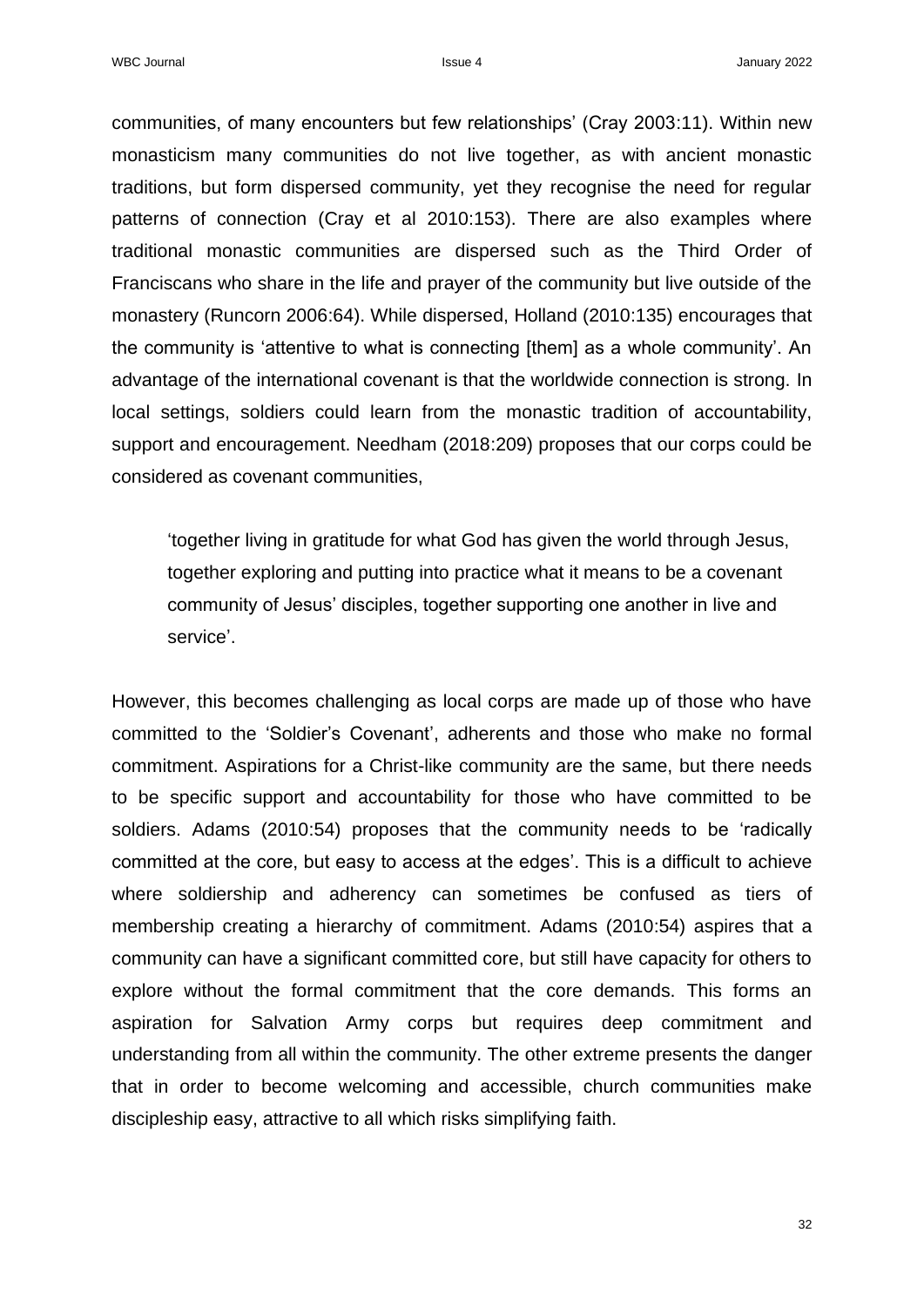communities, of many encounters but few relationships' (Cray 2003:11). Within new monasticism many communities do not live together, as with ancient monastic traditions, but form dispersed community, yet they recognise the need for regular patterns of connection (Cray et al 2010:153). There are also examples where traditional monastic communities are dispersed such as the Third Order of Franciscans who share in the life and prayer of the community but live outside of the monastery (Runcorn 2006:64). While dispersed, Holland (2010:135) encourages that the community is 'attentive to what is connecting [them] as a whole community'. An advantage of the international covenant is that the worldwide connection is strong. In local settings, soldiers could learn from the monastic tradition of accountability, support and encouragement. Needham (2018:209) proposes that our corps could be considered as covenant communities,

> 'together living in gratitude for what God has given the world through Jesus, together exploring and putting into practice what it means to be a covenant community of Jesus' disciples, together supporting one another in live and service'.

However, this becomes challenging as local corps are made up of those who have committed to the 'Soldier's Covenant', adherents and those who make no formal commitment. Aspirations for a Christ-like community are the same, but there needs to be specific support and accountability for those who have committed to be soldiers. Adams (2010:54) proposes that the community needs to be 'radically committed at the core, but easy to access at the edges'. This is a difficult to achieve where soldiership and adherency can sometimes be confused as tiers of membership creating a hierarchy of commitment. Adams (2010:54) aspires that a community can have a significant committed core, but still have capacity for others to explore without the formal commitment that the core demands. This forms an aspiration for Salvation Army corps but requires deep commitment and understanding from all within the community. The other extreme presents the danger that in order to become welcoming and accessible, church communities make discipleship easy, attractive to all which risks simplifying faith.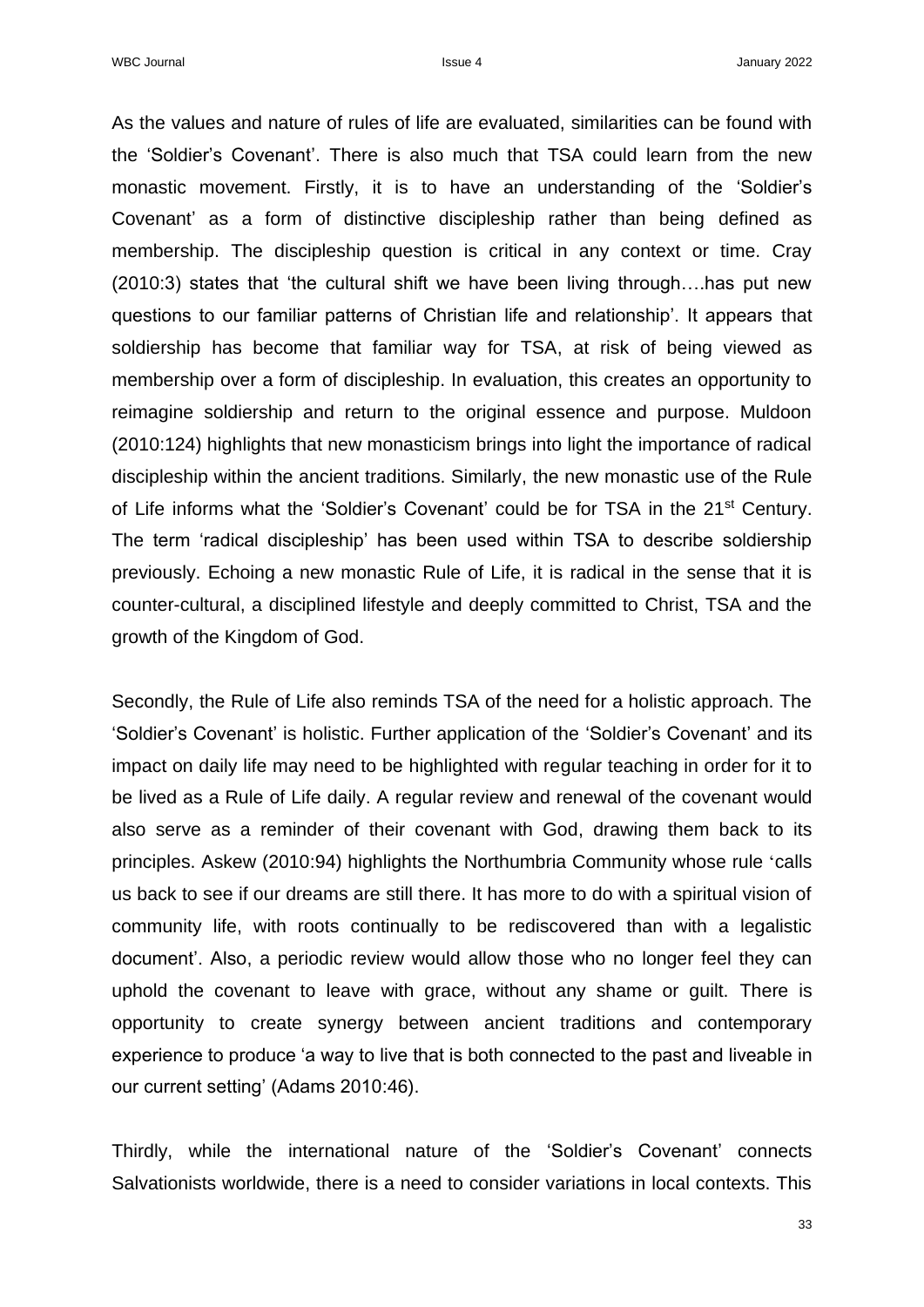As the values and nature of rules of life are evaluated, similarities can be found with the 'Soldier's Covenant'. There is also much that TSA could learn from the new monastic movement. Firstly, it is to have an understanding of the 'Soldier's Covenant' as a form of distinctive discipleship rather than being defined as membership. The discipleship question is critical in any context or time. Cray (2010:3) states that 'the cultural shift we have been living through….has put new questions to our familiar patterns of Christian life and relationship'. It appears that soldiership has become that familiar way for TSA, at risk of being viewed as membership over a form of discipleship. In evaluation, this creates an opportunity to reimagine soldiership and return to the original essence and purpose. Muldoon (2010:124) highlights that new monasticism brings into light the importance of radical discipleship within the ancient traditions. Similarly, the new monastic use of the Rule of Life informs what the 'Soldier's Covenant' could be for TSA in the 21st Century. The term 'radical discipleship' has been used within TSA to describe soldiership previously. Echoing a new monastic Rule of Life, it is radical in the sense that it is counter-cultural, a disciplined lifestyle and deeply committed to Christ, TSA and the growth of the Kingdom of God.

Secondly, the Rule of Life also reminds TSA of the need for a holistic approach. The 'Soldier's Covenant' is holistic. Further application of the 'Soldier's Covenant' and its impact on daily life may need to be highlighted with regular teaching in order for it to be lived as a Rule of Life daily. A regular review and renewal of the covenant would also serve as a reminder of their covenant with God, drawing them back to its principles. Askew (2010:94) highlights the Northumbria Community whose rule 'calls us back to see if our dreams are still there. It has more to do with a spiritual vision of community life, with roots continually to be rediscovered than with a legalistic document'. Also, a periodic review would allow those who no longer feel they can uphold the covenant to leave with grace, without any shame or guilt. There is opportunity to create synergy between ancient traditions and contemporary experience to produce 'a way to live that is both connected to the past and liveable in our current setting' (Adams 2010:46).

Thirdly, while the international nature of the 'Soldier's Covenant' connects Salvationists worldwide, there is a need to consider variations in local contexts. This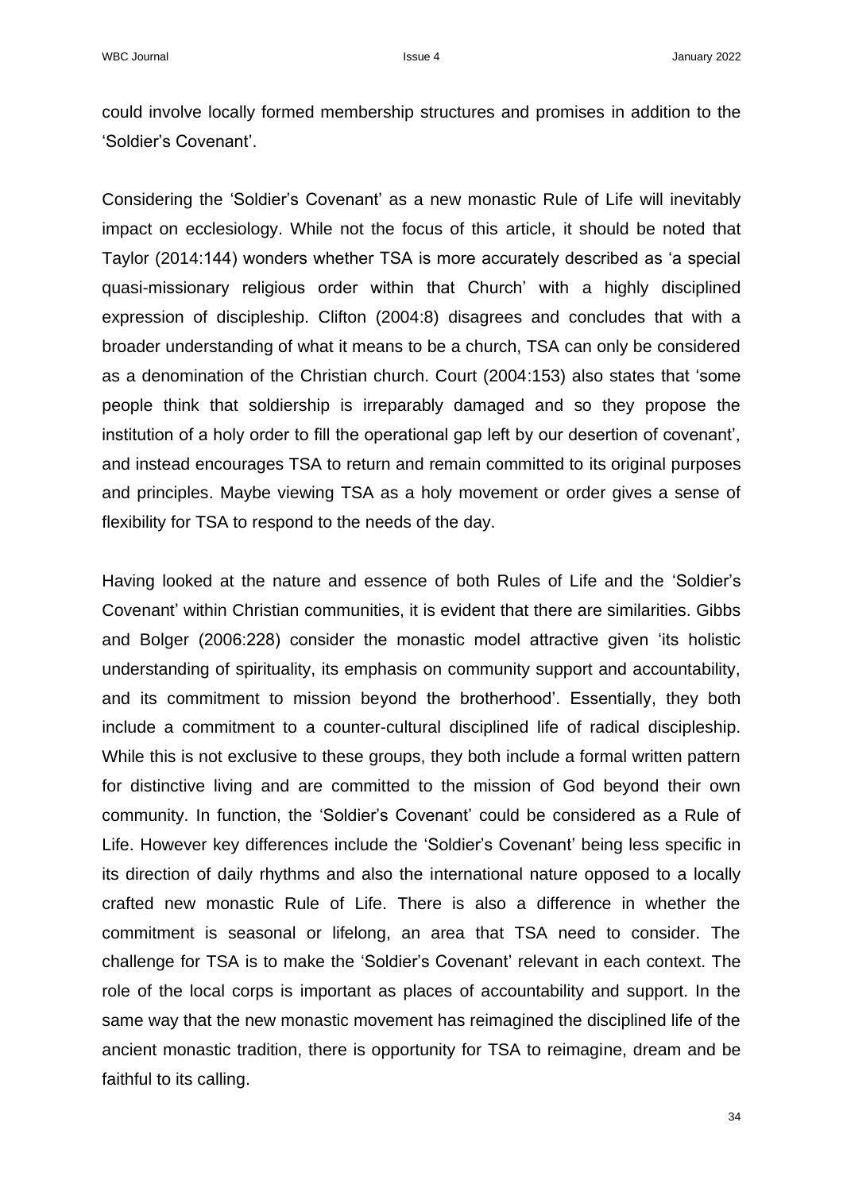could involve locally formed membership structures and promises in addition to the 'Soldier's Covenant'.

Considering the 'Soldier's Covenant' as a new monastic Rule of Life will inevitably impact on ecclesiology. While not the focus of this article, it should be noted that Taylor (2014:144) wonders whether TSA is more accurately described as 'a special quasi-missionary religious order within that Church' with a highly disciplined expression of discipleship. Clifton (2004:8) disagrees and concludes that with a broader understanding of what it means to be a church, TSA can only be considered as a denomination of the Christian church. Court (2004:153) also states that 'some people think that soldiership is irreparably damaged and so they propose the institution of a holy order to fill the operational gap left by our desertion of covenant', and instead encourages TSA to return and remain committed to its original purposes and principles. Maybe viewing TSA as a holy movement or order gives a sense of flexibility for TSA to respond to the needs of the day.

Having looked at the nature and essence of both Rules of Life and the 'Soldier's Covenant' within Christian communities, it is evident that there are similarities. Gibbs and Bolger (2006:228) consider the monastic model attractive given 'its holistic understanding of spirituality, its emphasis on community support and accountability, and its commitment to mission beyond the brotherhood'. Essentially, they both include a commitment to a counter-cultural disciplined life of radical discipleship. While this is not exclusive to these groups, they both include a formal written pattern for distinctive living and are committed to the mission of God beyond their own community. In function, the 'Soldier's Covenant' could be considered as a Rule of Life. However key differences include the 'Soldier's Covenant' being less specific in its direction of daily rhythms and also the international nature opposed to a locally crafted new monastic Rule of Life. There is also a difference in whether the commitment is seasonal or lifelong, an area that TSA need to consider. The challenge for TSA is to make the 'Soldier's Covenant' relevant in each context. The role of the local corps is important as places of accountability and support. In the same way that the new monastic movement has reimagined the disciplined life of the ancient monastic tradition, there is opportunity for TSA to reimagine, dream and be faithful to its calling.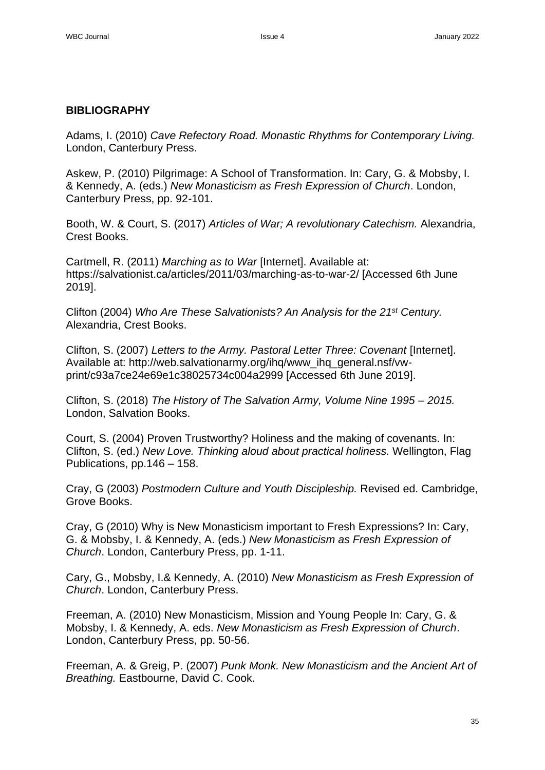## BIBLIOGRAPHY

Adams, I. (2010) *Cave Refectory Road. Monastic Rhythms for Contemporary Living.* London, Canterbury Press.

Askew, P. (2010) Pilgrimage: A School of Transformation. In: Cary, G. & Mobsby, I. & Kennedy, A. (eds.) *New Monasticism as Fresh Expression of Church*. London, Canterbury Press, pp. 92-101.

Booth, W. & Court, S. (2017) *Articles of War; A revolutionary Catechism.* Alexandria, Crest Books.

Cartmell, R. (2011) *Marching as to War* [Internet]. Available at: https://salvationist.ca/articles/2011/03/marching-as-to-war-2/ [Accessed 6th June 2019].

Clifton (2004) *Who Are These Salvationists? An Analysis for the 21st Century.* Alexandria, Crest Books.

Clifton, S. (2007) *Letters to the Army. Pastoral Letter Three: Covenant* [Internet]. Available at: http://web.salvationarmy.org/ihq/www_ihq_general.nsf/vw-print/c93a7ce24e69e1c38025734c004a2999 [Accessed 6th June 2019].

Clifton, S. (2018) *The History of The Salvation Army, Volume Nine 1995 – 2015.* London, Salvation Books.

Court, S. (2004) Proven Trustworthy? Holiness and the making of covenants. In: Clifton, S. (ed.) *New Love. Thinking aloud about practical holiness.* Wellington, Flag Publications, pp.146 – 158.

Cray, G (2003) *Postmodern Culture and Youth Discipleship.* Revised ed. Cambridge, Grove Books.

Cray, G (2010) Why is New Monasticism important to Fresh Expressions? In: Cary, G. & Mobsby, I. & Kennedy, A. (eds.) *New Monasticism as Fresh Expression of Church*. London, Canterbury Press, pp. 1-11.

Cary, G., Mobsby, I.& Kennedy, A. (2010) *New Monasticism as Fresh Expression of Church*. London, Canterbury Press.

Freeman, A. (2010) New Monasticism, Mission and Young People In: Cary, G. & Mobsby, I. & Kennedy, A. eds. *New Monasticism as Fresh Expression of Church*. London, Canterbury Press, pp. 50-56.

Freeman, A. & Greig, P. (2007) *Punk Monk. New Monasticism and the Ancient Art of Breathing.* Eastbourne, David C. Cook.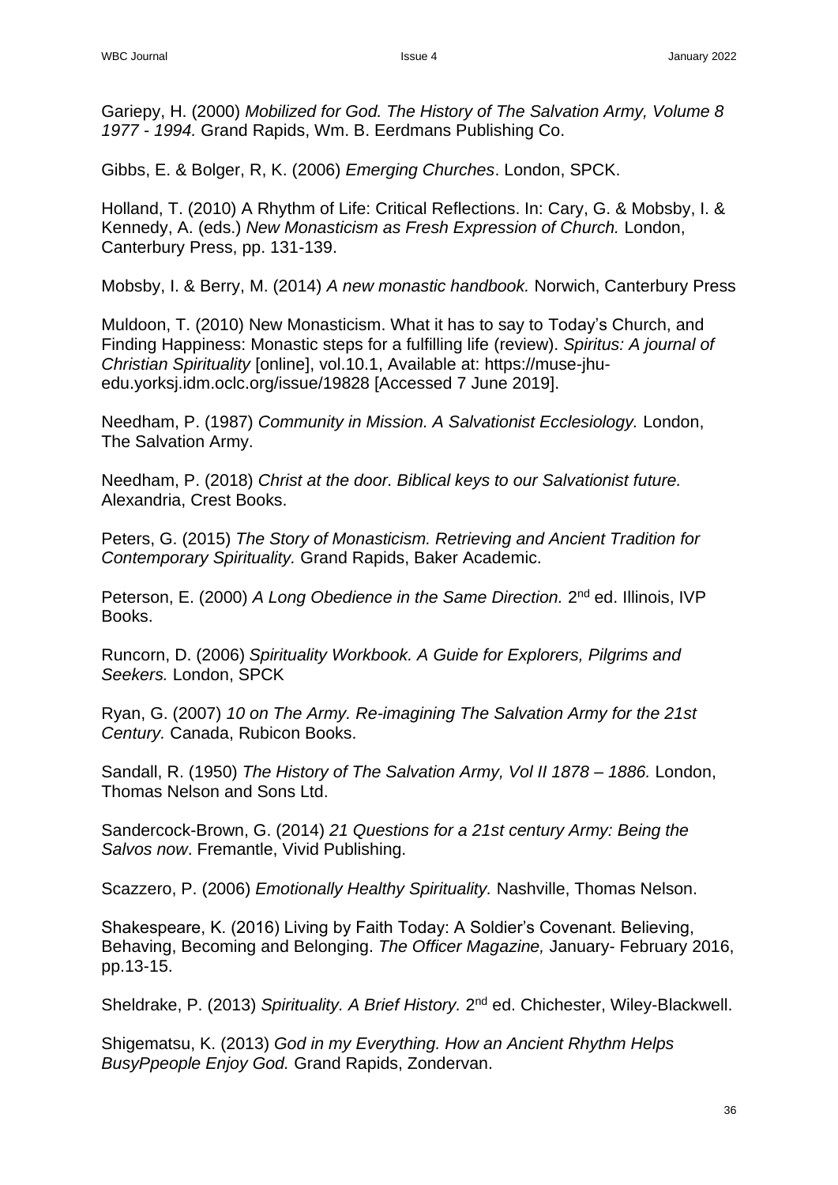Gariepy, H. (2000) *Mobilized for God. The History of The Salvation Army, Volume 8 1977 - 1994.* Grand Rapids, Wm. B. Eerdmans Publishing Co.

Gibbs, E. & Bolger, R, K. (2006) *Emerging Churches*. London, SPCK.

Holland, T. (2010) A Rhythm of Life: Critical Reflections. In: Cary, G. & Mobsby, I. & Kennedy, A. (eds.) *New Monasticism as Fresh Expression of Church.* London, Canterbury Press, pp. 131-139.

Mobsby, I. & Berry, M. (2014) *A new monastic handbook.* Norwich, Canterbury Press

Muldoon, T. (2010) New Monasticism. What it has to say to Today's Church, and Finding Happiness: Monastic steps for a fulfilling life (review). *Spiritus: A journal of Christian Spirituality* [online], vol.10.1, Available at: https://muse-jhu-edu.yorksj.idm.oclc.org/issue/19828 [Accessed 7 June 2019].

Needham, P. (1987) *Community in Mission. A Salvationist Ecclesiology.* London, The Salvation Army.

Needham, P. (2018) *Christ at the door. Biblical keys to our Salvationist future.* Alexandria, Crest Books.

Peters, G. (2015) *The Story of Monasticism. Retrieving and Ancient Tradition for Contemporary Spirituality.* Grand Rapids, Baker Academic.

Peterson, E. (2000) *A Long Obedience in the Same Direction.* 2nd ed. Illinois, IVP Books.

Runcorn, D. (2006) *Spirituality Workbook. A Guide for Explorers, Pilgrims and Seekers.* London, SPCK

Ryan, G. (2007) *10 on The Army. Re-imagining The Salvation Army for the 21st Century.* Canada, Rubicon Books.

Sandall, R. (1950) *The History of The Salvation Army, Vol II 1878 – 1886.* London, Thomas Nelson and Sons Ltd.

Sandercock-Brown, G. (2014) *21 Questions for a 21st century Army: Being the Salvos now*. Fremantle, Vivid Publishing.

Scazzero, P. (2006) *Emotionally Healthy Spirituality.* Nashville, Thomas Nelson.

Shakespeare, K. (2016) Living by Faith Today: A Soldier's Covenant. Believing, Behaving, Becoming and Belonging. *The Officer Magazine,* January- February 2016, pp.13-15.

Sheldrake, P. (2013) *Spirituality. A Brief History.* 2nd ed. Chichester, Wiley-Blackwell.

Shigematsu, K. (2013) *God in my Everything. How an Ancient Rhythm Helps BusyPpeople Enjoy God.* Grand Rapids, Zondervan.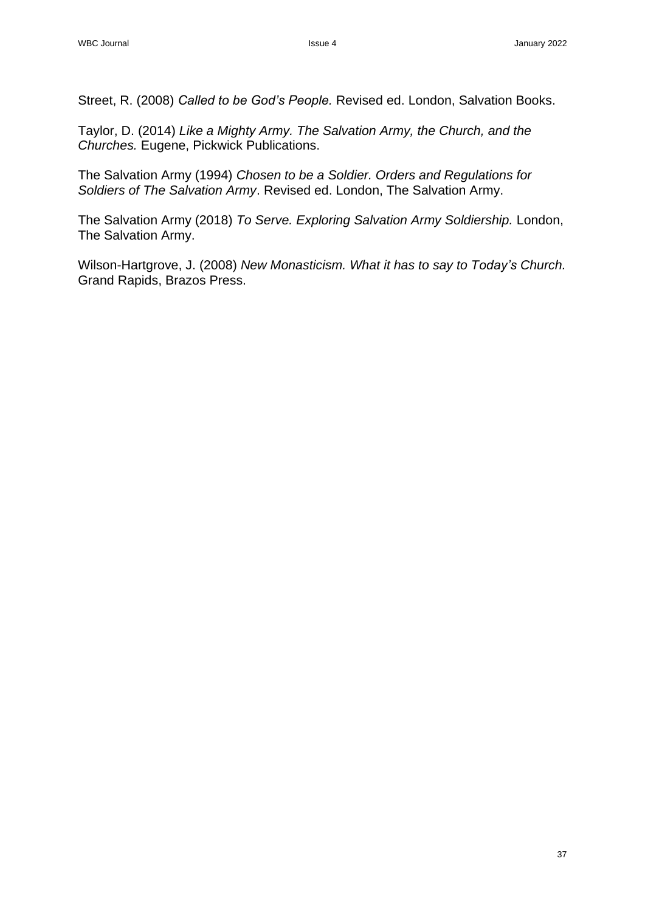Street, R. (2008) *Called to be God's People.* Revised ed. London, Salvation Books.

Taylor, D. (2014) *Like a Mighty Army. The Salvation Army, the Church, and the Churches.* Eugene, Pickwick Publications.

The Salvation Army (1994) *Chosen to be a Soldier. Orders and Regulations for Soldiers of The Salvation Army*. Revised ed. London, The Salvation Army.

The Salvation Army (2018) *To Serve. Exploring Salvation Army Soldiership.* London, The Salvation Army.

Wilson-Hartgrove, J. (2008) *New Monasticism. What it has to say to Today's Church.* Grand Rapids, Brazos Press.